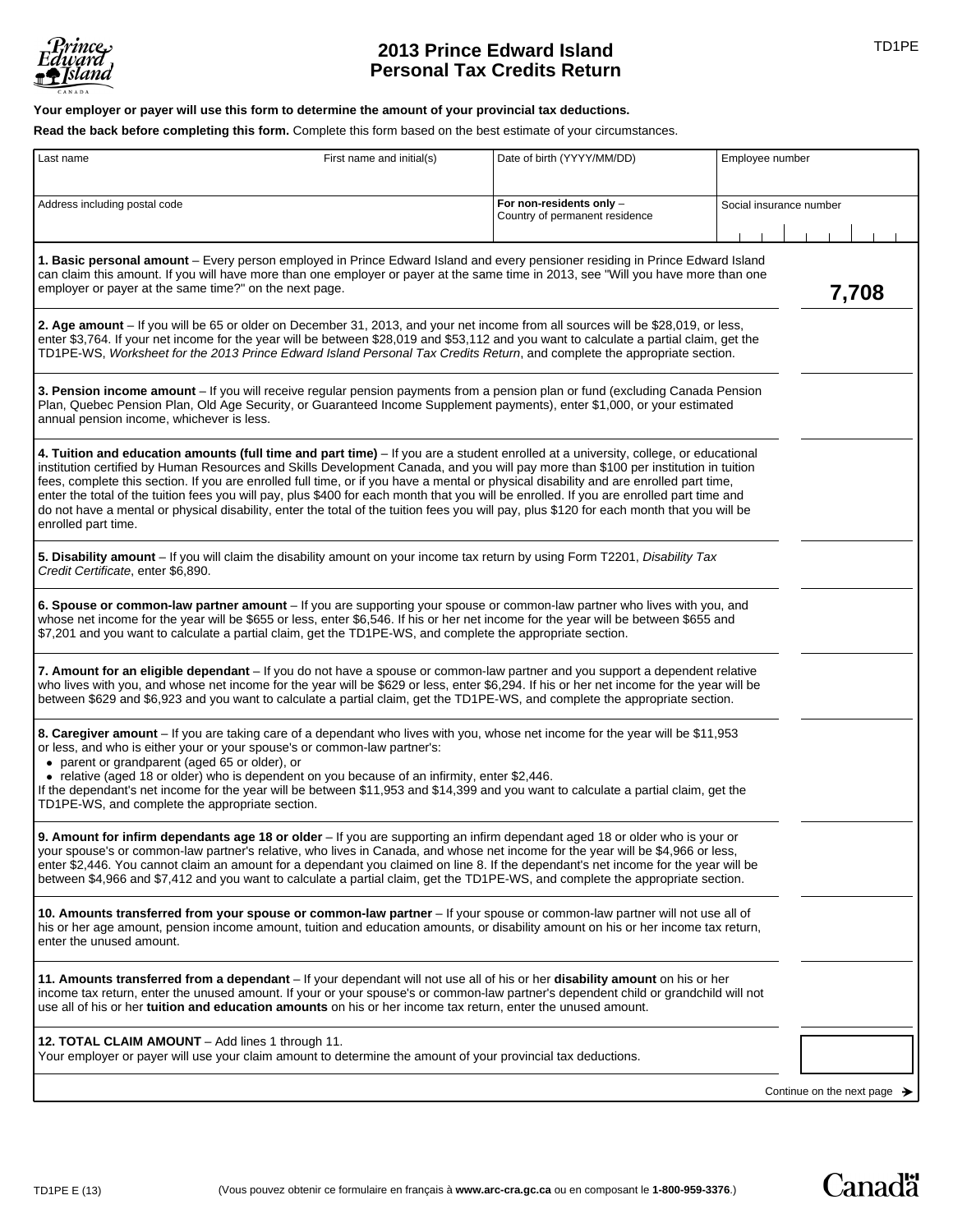# 2013 Prince Edward Island Personal Tax Credits Return

TD1PE

**Your employer or payer will use this form to determine the amount of your provincial tax deductions.**

**Read the back before completing this form.** Complete this form based on the best estimate of your circumstances.

| Last name | First name and initial(s) | Date of birth (YYYY/MM/DD) | Employee number |
|---|---|---|---|
| Address including postal code | | **For non-residents only** – Country of permanent residence | Social insurance number |

| | |
|---|---|
| **1. Basic personal amount** – Every person employed in Prince Edward Island and every pensioner residing in Prince Edward Island can claim this amount. If you will have more than one employer or payer at the same time in 2013, see "Will you have more than one employer or payer at the same time?" on the next page. | **7,708** |
| **2. Age amount** – If you will be 65 or older on December 31, 2013, and your net income from all sources will be $28,019, or less, enter $3,764. If your net income for the year will be between $28,019 and $53,112 and you want to calculate a partial claim, get the TD1PE-WS, *Worksheet for the 2013 Prince Edward Island Personal Tax Credits Return*, and complete the appropriate section. | |
| **3. Pension income amount** – If you will receive regular pension payments from a pension plan or fund (excluding Canada Pension Plan, Quebec Pension Plan, Old Age Security, or Guaranteed Income Supplement payments), enter $1,000, or your estimated annual pension income, whichever is less. | |
| **4. Tuition and education amounts (full time and part time)** – If you are a student enrolled at a university, college, or educational institution certified by Human Resources and Skills Development Canada, and you will pay more than $100 per institution in tuition fees, complete this section. If you are enrolled full time, or if you have a mental or physical disability and are enrolled part time, enter the total of the tuition fees you will pay, plus $400 for each month that you will be enrolled. If you are enrolled part time and do not have a mental or physical disability, enter the total of the tuition fees you will pay, plus $120 for each month that you will be enrolled part time. | |
| **5. Disability amount** – If you will claim the disability amount on your income tax return by using Form T2201, *Disability Tax Credit Certificate*, enter $6,890. | |
| **6. Spouse or common-law partner amount** – If you are supporting your spouse or common-law partner who lives with you, and whose net income for the year will be $655 or less, enter $6,546. If his or her net income for the year will be between $655 and $7,201 and you want to calculate a partial claim, get the TD1PE-WS, and complete the appropriate section. | |
| **7. Amount for an eligible dependant** – If you do not have a spouse or common-law partner and you support a dependent relative who lives with you, and whose net income for the year will be $629 or less, enter $6,294. If his or her net income for the year will be between $629 and $6,923 and you want to calculate a partial claim, get the TD1PE-WS, and complete the appropriate section. | |
| **8. Caregiver amount** – If you are taking care of a dependant who lives with you, whose net income for the year will be $11,953 or less, and who is either your or your spouse's or common-law partner's:<br>• parent or grandparent (aged 65 or older), or<br>• relative (aged 18 or older) who is dependent on you because of an infirmity, enter $2,446.<br>If the dependant's net income for the year will be between $11,953 and $14,399 and you want to calculate a partial claim, get the TD1PE-WS, and complete the appropriate section. | |
| **9. Amount for infirm dependants age 18 or older** – If you are supporting an infirm dependant aged 18 or older who is your or your spouse's or common-law partner's relative, who lives in Canada, and whose net income for the year will be $4,966 or less, enter $2,446. You cannot claim an amount for a dependant you claimed on line 8. If the dependant's net income for the year will be between $4,966 and $7,412 and you want to calculate a partial claim, get the TD1PE-WS, and complete the appropriate section. | |
| **10. Amounts transferred from your spouse or common-law partner** – If your spouse or common-law partner will not use all of his or her age amount, pension income amount, tuition and education amounts, or disability amount on his or her income tax return, enter the unused amount. | |
| **11. Amounts transferred from a dependant** – If your dependant will not use all of his or her **disability amount** on his or her income tax return, enter the unused amount. If your or your spouse's or common-law partner's dependent child or grandchild will not use all of his or her **tuition and education amounts** on his or her income tax return, enter the unused amount. | |
| **12. TOTAL CLAIM AMOUNT** – Add lines 1 through 11.<br>Your employer or payer will use your claim amount to determine the amount of your provincial tax deductions. | |

Continue on the next page ➔

TD1PE E (13)

(Vous pouvez obtenir ce formulaire en français à **www.arc-cra.gc.ca** ou en composant le **1-800-959-3376**.)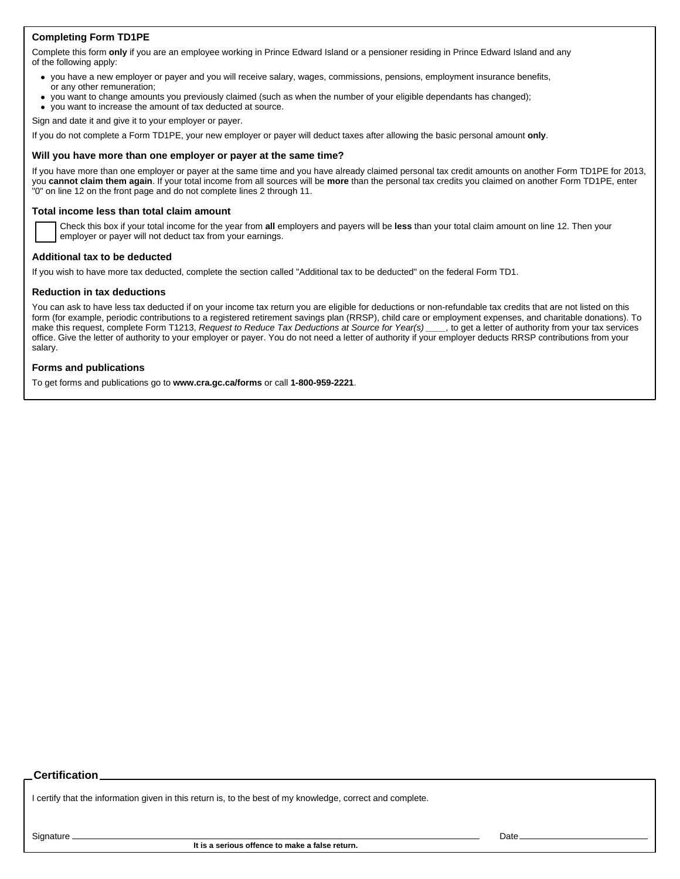### Completing Form TD1PE

Complete this form **only** if you are an employee working in Prince Edward Island or a pensioner residing in Prince Edward Island and any of the following apply:

- you have a new employer or payer and you will receive salary, wages, commissions, pensions, employment insurance benefits, or any other remuneration;
- you want to change amounts you previously claimed (such as when the number of your eligible dependants has changed);
- you want to increase the amount of tax deducted at source.

Sign and date it and give it to your employer or payer.

If you do not complete a Form TD1PE, your new employer or payer will deduct taxes after allowing the basic personal amount **only**.

### Will you have more than one employer or payer at the same time?

If you have more than one employer or payer at the same time and you have already claimed personal tax credit amounts on another Form TD1PE for 2013, you **cannot claim them again**. If your total income from all sources will be **more** than the personal tax credits you claimed on another Form TD1PE, enter "0" on line 12 on the front page and do not complete lines 2 through 11.

### Total income less than total claim amount

☐ Check this box if your total income for the year from **all** employers and payers will be **less** than your total claim amount on line 12. Then your employer or payer will not deduct tax from your earnings.

### Additional tax to be deducted

If you wish to have more tax deducted, complete the section called "Additional tax to be deducted" on the federal Form TD1.

### Reduction in tax deductions

You can ask to have less tax deducted if on your income tax return you are eligible for deductions or non-refundable tax credits that are not listed on this form (for example, periodic contributions to a registered retirement savings plan (RRSP), child care or employment expenses, and charitable donations). To make this request, complete Form T1213, *Request to Reduce Tax Deductions at Source for Year(s) ____*, to get a letter of authority from your tax services office. Give the letter of authority to your employer or payer. You do not need a letter of authority if your employer deducts RRSP contributions from your salary.

### Forms and publications

To get forms and publications go to **www.cra.gc.ca/forms** or call **1-800-959-2221**.

### Certification

I certify that the information given in this return is, to the best of my knowledge, correct and complete.

Signature ______________________________ Date ______________

**It is a serious offence to make a false return.**